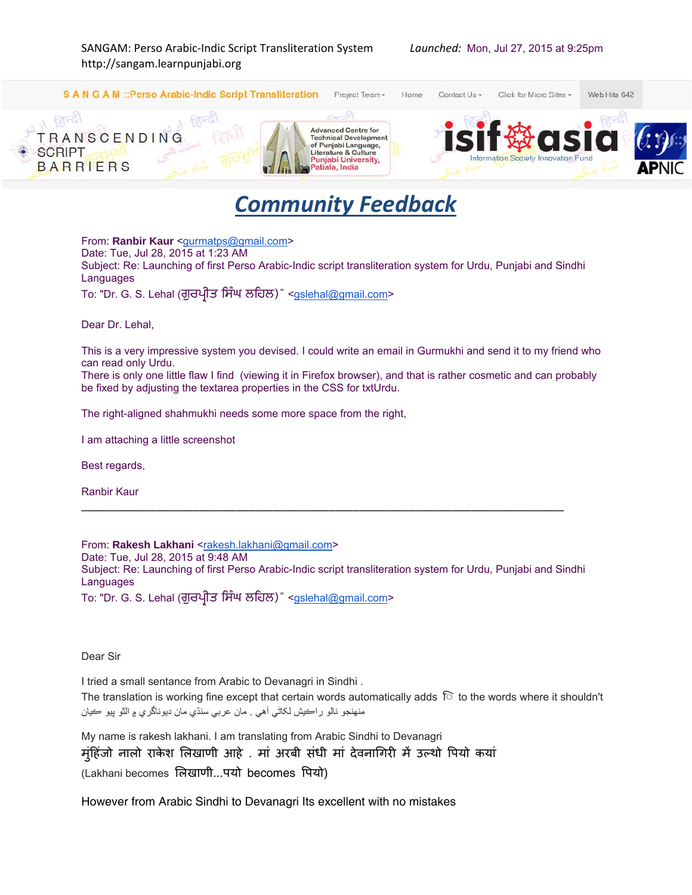SANGAM: Perso Arabic-Indic Script Transliteration System
http://sangam.learnpunjabi.org

*Launched:* Mon, Jul 27, 2015 at 9:25pm

S A N G A M ::Perso Arabic-Indic Script Transliteration | Project Team | Home | Contact Us | Click for Micro Sites | Web Hits 642

TRANSCENDING SCRIPT BARRIERS

Advanced Centre for Technical Development of Punjabi Language, Literature & Culture
Punjabi University, Patiala, India

isif asia — Information Society Innovation Fund

APNIC

# Community Feedback

From: **Ranbir Kaur** <gurmatps@gmail.com>
Date: Tue, Jul 28, 2015 at 1:23 AM
Subject: Re: Launching of first Perso Arabic-Indic script transliteration system for Urdu, Punjabi and Sindhi Languages
To: "Dr. G. S. Lehal (ਗੁਰਪ੍ਰੀਤ ਸਿੰਘ ਲਹਿਲ)" <gslehal@gmail.com>

Dear Dr. Lehal,

This is a very impressive system you devised. I could write an email in Gurmukhi and send it to my friend who can read only Urdu.
There is only one little flaw I find (viewing it in Firefox browser), and that is rather cosmetic and can probably be fixed by adjusting the textarea properties in the CSS for txtUrdu.

The right-aligned shahmukhi needs some more space from the right,

I am attaching a little screenshot

Best regards,

Ranbir Kaur

---

From: **Rakesh Lakhani** <rakesh.lakhani@gmail.com>
Date: Tue, Jul 28, 2015 at 9:48 AM
Subject: Re: Launching of first Perso Arabic-Indic script transliteration system for Urdu, Punjabi and Sindhi Languages
To: "Dr. G. S. Lehal (ਗੁਰਪ੍ਰੀਤ ਸਿੰਘ ਲਹਿਲ)" <gslehal@gmail.com>

Dear Sir

I tried a small sentance from Arabic to Devanagri in Sindhi .
The translation is working fine except that certain words automatically adds ि to the words where it shouldn't
منهنجو نالو راڪيش لکاڻي آهي . مان عربي سنڌي مان ديوناگري ۾ الٿو پيو ڪيان

My name is rakesh lakhani. I am translating from Arabic Sindhi to Devanagri
मुंहिंजो नालो राकेश लिखाणी आहे . मां अरबी संधी मां देवनागिरी में उल्थो पियो कयां
(Lakhani becomes लिखाणी...पयो becomes पियो)

However from Arabic Sindhi to Devanagri Its excellent with no mistakes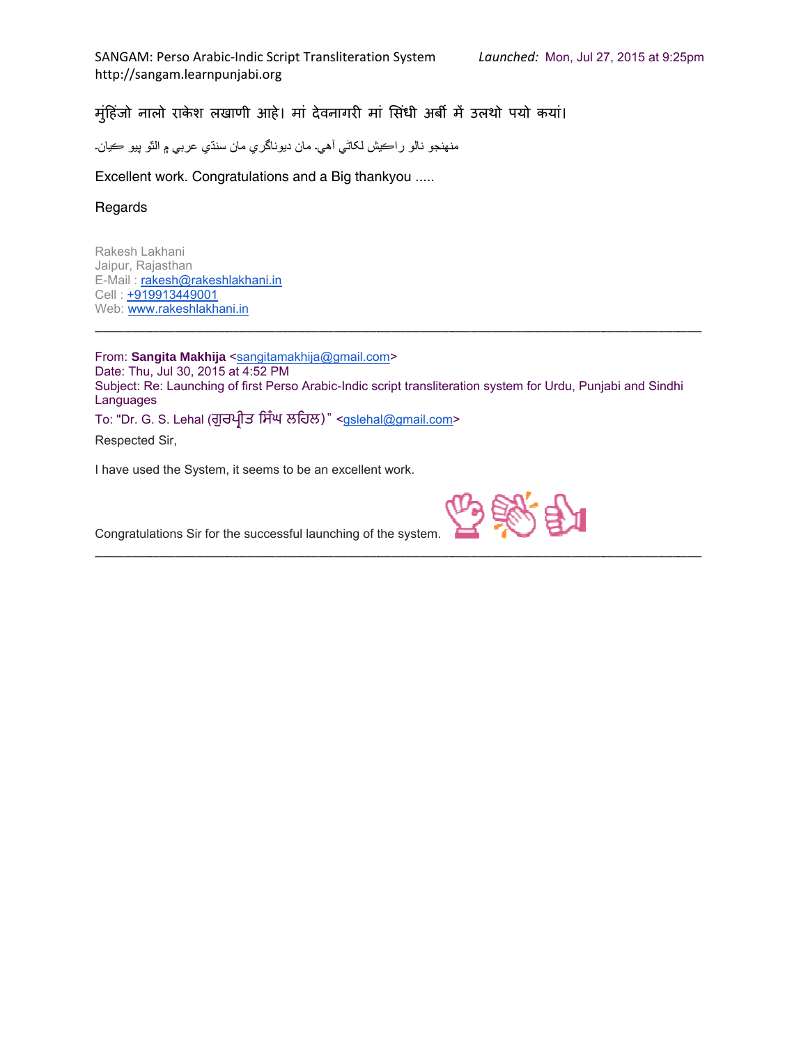SANGAM: Perso Arabic-Indic Script Transliteration System *Launched:* Mon, Jul 27, 2015 at 9:25pm
http://sangam.learnpunjabi.org

मुंहिंजो नालो राकेश लखाणी आहे। मां देवनागरी मां सिंधी अर्बी में उलथो पयो कयां।

منهنجو نالو راڪيش لکاڻي آهي۔ مان ديوناگري مان سنڌي عربي ۾ الٿو پيو ڪيان۔

Excellent work. Congratulations and a Big thankyou .....

Regards

Rakesh Lakhani
Jaipur, Rajasthan
E-Mail : rakesh@rakeshlakhani.in
Cell : +919913449001
Web: www.rakeshlakhani.in

---

From: **Sangita Makhija** <sangitamakhija@gmail.com>
Date: Thu, Jul 30, 2015 at 4:52 PM
Subject: Re: Launching of first Perso Arabic-Indic script transliteration system for Urdu, Punjabi and Sindhi Languages
To: "Dr. G. S. Lehal (ਗੁਰਪ੍ਰੀਤ ਸਿੰਘ ਲਹਿਲ)" <gslehal@gmail.com>

Respected Sir,

I have used the System, it seems to be an excellent work.

Congratulations Sir for the successful launching of the system.

---